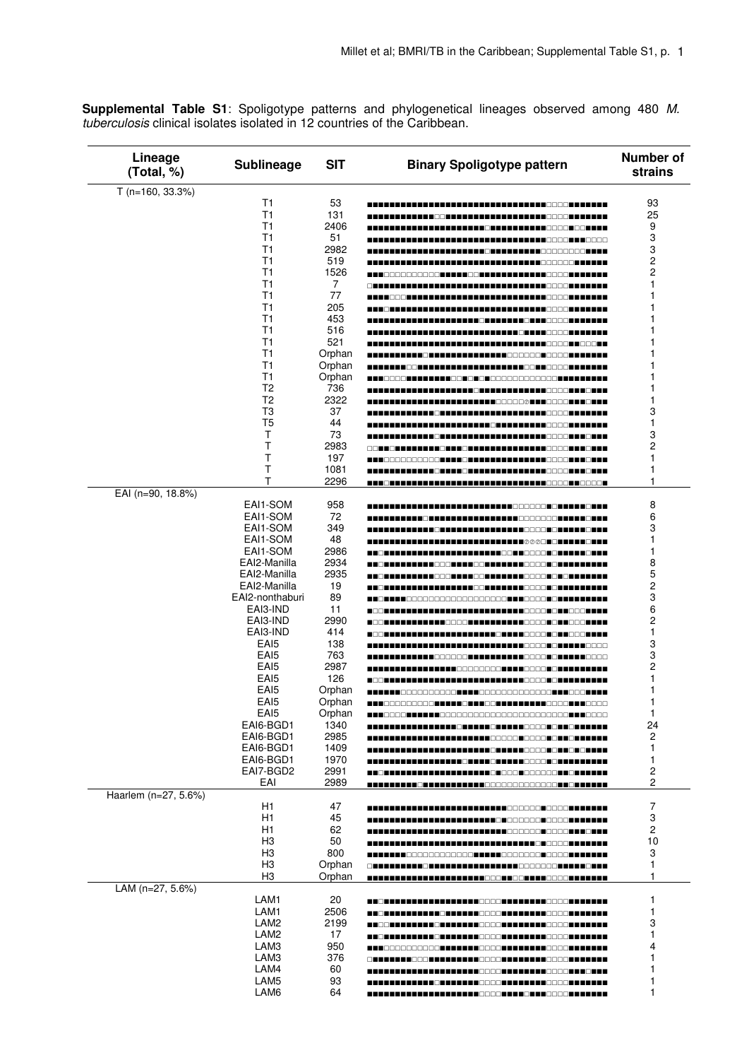**Supplemental Table S1**: Spoligotype patterns and phylogenetical lineages observed among 480 *M. tuberculosis* clinical isolates isolated in 12 countries of the Caribbean.

| Lineage (Total, %) | Sublineage | SIT | Binary Spoligotype pattern | Number of strains |
|---|---|---|---|---|
| T (n=160, 33.3%) | | | | |
| | T1 | 53 | ■■■■■■■■■■■■■■■■■■■■■■■■■■■■■■■■□□□□■■■■■■■ | 93 |
| | T1 | 131 | ■■■■■■■■■■■□□■■■■■■■■■■■■■■■■■■■□□□□■■■■■■■ | 25 |
| | T1 | 2406 | ■■■■■■■■■■■■■■■■■■■□■■■■■■■■■■■■□□□□■□□■■■■ | 9 |
| | T1 | 51 | ■■■■■■■■■■■■■■■■■■■■■■■■■■■■■■■■□□□□■■■□□□□ | 3 |
| | T1 | 2982 | ■■■■■■■■■■■■■■■■■■■□■■■■■■■■■■■□□□□□□□□■■■■ | 3 |
| | T1 | 519 | ■■■■■■■■■■■■■■■■■■■■■■■■■■■■■■□□□□□□■■■■■■■ | 2 |
| | T1 | 1526 | ■■■□□□□□□□□□■■■■■□□■■■■■■■■■■■■■□□□□■■■■■■■ | 2 |
| | T1 | 7 | □■■■■■■■■■■■■■■■■■■■■■■■■■■■■■■■□□□□■■■■■■■ | 1 |
| | T1 | 77 | ■■■■□□□■■■■■■■■■■■■■■■■■■■■■■■■■□□□□■■■■■■■ | 1 |
| | T1 | 205 | ■■■□■■■■■■■■■■■■■■■■■■■■■■■■■■■■□□□□■■■■■■■ | 1 |
| | T1 | 453 | ■■■■■■■■■■■■■■■■■■■□■■■■■■■□■■■■□□□□■■■■■■■ | 1 |
| | T1 | 516 | ■■■■■■■■■■■■■■■■■■■■■■■■■■■□■■■■□□□□■■■■■■■ | 1 |
| | T1 | 521 | ■■■■■■■■■■■■■■■■■■■■■■■■■■■■■■■■□□□□■■□□□■■ | 1 |
| | T1 | Orphan | ■■■■■■■■■□■■■■■■■■■■■■■■■□□□□□□■□□□□■■■■■■■ | 1 |
| | T1 | Orphan | ■■■■■■■□□■■■■■■■■■■■■■■■■■■■□□■■□□□□■■■■■■■ | 1 |
| | T1 | Orphan | ■■■□□□□■■■■■■■■□□■□■□■□□□□□□□□□□□□□□■■■■■■■ | 1 |
| | T2 | 736 | ■■■■■■■■■■■■■■■■■■■■■■■■■□■■■■■■□□□□■■■□■■■ | 1 |
| | T2 | 2322 | ■■■■■■■■■■■■■■■■■■■■■□□□□□⊙■■■■■□□□□■■■□■■■ | 1 |
| | T3 | 37 | ■■■■■■■■■■■■□■■■■■■■■■■■■■■■■■■■□□□□■■■■■■■ | 3 |
| | T5 | 44 | ■■■■■■■■■■■■■■■■■■■■■■□■■■■■■■■■□□□□■■■■■■■ | 1 |
| | T | 73 | ■■■■■■■■■■■■□■■■■■■■■■■■■■■■■■■■□□□□■■■□■■■ | 3 |
| | T | 2983 | □□■■□■■■■■■■■□■■■□■■■■■■■■■■■■■■□□□□■■■□■■■ | 2 |
| | T | 197 | ■■■□□□□□□□□□■■■■□■■■■■■■■■■■■■■■□□□□■■■□■■■ | 1 |
| | T | 1081 | ■■■■■■■■■■■■□■■■■□■■■■■■■■■■■■■■□□□□■■■□■■■ | 1 |
| | T | 2296 | ■■■□■■■■■■■■■■■■■■■■■■■■■■■■■■■■□□□□■■□□□□■ | 1 |
| EAI (n=90, 18.8%) | | | | |
| | EAI1-SOM | 958 | ■■■■■■■■■■■■■■■■■■■■■■■■■■□□□□□□■□■■■■■□■■■ | 8 |
| | EAI1-SOM | 72 | ■■■■■■■■■■□■■■■■■■■■■■■■■□□□□□□■□■■■■■□■■■ | 6 |
| | EAI1-SOM | 349 | ■■■■■■■■■■■■□■■■■■■■■■■■■■■□□□□■□■■■■■□■■■ | 3 |
| | EAI1-SOM | 48 | ■■■■■■■■■■■■■■■■■■■■■■■■■■■■⊙⊙⊙□■□■■■■■□■■■ | 1 |
| | EAI1-SOM | 2986 | ■■□■■■■■■■■■■■■■■■■■■■■□□■■□□□□■□■■■■■□■■■ | 1 |
| | EAI2-Manilla | 2934 | ■■□■■■■■■■■□□□■■■■□□■■■■■■■■□□□□■□■■■■■■■■■ | 8 |
| | EAI2-Manilla | 2935 | ■■□■■■■■■■■□□□■■■■□□■■■■■■■■□□□□■□■□■■■■■■■ | 5 |
| | EAI2-Manilla | 19 | ■■□■■■■■■■■■■■■■■■■□□■■■■■■■□□□□■□■■■■■■■■■ | 2 |
| | EAI2-nonthaburi | 89 | ■■□■■■■□□□□□□□□□□□□□□□□□□■■■□□□□■□■■■■■■■■■ | 3 |
| | EAI3-IND | 11 | ■□□■■■■■■■■■■■■■■■■■■■■■■■■■□□□□■□■■□□□■■■■ | 6 |
| | EAI3-IND | 2990 | ■□□■■■■■■■■■□□□□■■■■■■■■■■■■□□□□■□■■□□□■■■■ | 2 |
| | EAI3-IND | 414 | ■□□■■■■■■■■■■■■■■■■■■■■□■■■■□□□□■□■■□□□■■■■ | 1 |
| | EAI5 | 138 | ■■■■■■■■■■■■■■■■■■■■■■■■■■■■□□□□■□■■■■■□□□□ | 3 |
| | EAI5 | 763 | ■■■■■■■■■■■□□□□□□■■■■■■■■■■■□□□□■□■■■■■□□□□ | 3 |
| | EAI5 | 2987 | ■■■■■■■■■■■■■■■□□□□□□□□■■■■■□□□□■□■■■■■■■■■ | 2 |
| | EAI5 | 126 | ■□□■■■■■■■■■■■■■■■■■■■■■■■■■□□□□■□■■■■■■■■■ | 1 |
| | EAI5 | Orphan | ■■■■■■□□□□□□□□□□■■■■□□□□□□□□□□□□□■■■□□□■■■■ | 1 |
| | EAI5 | Orphan | ■■■□□□□□□□□□■■■■■□■■■□□■■■■■■■■■□□□□■■■□□□□ | 1 |
| | EAI5 | Orphan | ■■■□□□□■■■■■■□□□□□□□□□□□□□□□□□□□□□□■■■□□□□ | 1 |
| | EAI6-BGD1 | 1340 | ■■■■■■■■■■■■■■■■□■■■■■□■■■■■□□□□■□■■□■■■■■■ | 24 |
| | EAI6-BGD1 | 2985 | ■■■■■■■■■■■■■■■■■■■■■■□□□□□■□□□□■□■■□■■■■■■ | 2 |
| | EAI6-BGD1 | 1409 | ■■■■■■■■■■■■■■■■□■■■■■□■■■■■□□□□■□■■□■□■■■■ | 1 |
| | EAI6-BGD1 | 1970 | ■■■■■■■■■■■■■■■■□■■■■□■■■■■■□□□□■□■■■■■■■■■ | 1 |
| | EAI7-BGD2 | 2991 | ■■□■■■■■■■■■■■■■■■■■■■■□■□□□■□□□□□□■□■■■■■■ | 2 |
| | EAI | 2989 | ■■■■■■■■■□■■■■■■■■■■■■■□□□□□□□□□□□■■□■■■■■■ | 2 |
| Haarlem (n=27, 5.6%) | | | | |
| | H1 | 47 | ■■■■■■■■■■■■■■■■■■■■■■■■■□□□□□□■□□□□■■■■■■■ | 7 |
| | H1 | 45 | ■■■■■■■■■■■■■■■■■■■■■■■■□■□□□□□■□□□□■■■■■■■ | 3 |
| | H1 | 62 | ■■■■■■■■■■■■■■■■■■■■■■■■■□□□□□□■□□□□■■■□■■■ | 2 |
| | H3 | 50 | ■■■■■■■■■■■■■■■■■■■■■■■■■■■■■■□■□□□□■■■■■■■ | 10 |
| | H3 | 800 | ■■■■■■□□□□□□□□□□□□□■■■■■□□□□□□□■□□□□■■■■■■■ | 3 |
| | H3 | Orphan | □■■■■■■■■■□■■■■■■■■■■■■■■■■□□□□□□□■■■■■□■■■ | 1 |
| | H3 | Orphan | ■■■■■■■■■■■■■■■■■■■■■□□□■■□□■■■■□□□□■■■■■■■ | 1 |
| LAM (n=27, 5.6%) | | | | |
| | LAM1 | 20 | ■■□■■■■■■■■■■■■■■■■■□□□□■■■■■■■■□□□□■■■■■■■ | 1 |
| | LAM1 | 2506 | ■■□■■■■■■■■■□■■■■■■■□□□□■■■■■■■■□□□□■■■■■■■ | 1 |
| | LAM2 | 2199 | ■■□□■■■■■■■■□■■■■■■■□□□□■■■■■■■■□□□□■■■■■■■ | 3 |
| | LAM2 | 17 | ■■□■■■■■■■■■□■■■■■■■□□□□■■■■■■■■□□□□■■■■■■■ | 1 |
| | LAM3 | 950 | ■■■□□□□□□□□□■■■■■■■■□□□□■■■■■■■■□□□□■■■■■■■ | 4 |
| | LAM3 | 376 | □■■■■■■■□□□■■■■■■■■■□□□□■■■■■■■■□□□□■■■■■■■ | 1 |
| | LAM4 | 60 | ■■■■■■■■■■■■■■■■■■■■□□□□■■■■■■■■□□□□■■■□■■■ | 1 |
| | LAM5 | 93 | ■■■■■■■■■■■■□■■■■■■■□□□□■■■■■■■■□□□□■■■■■■■ | 1 |
| | LAM6 | 64 | ■■■■■■■■■■■■■■■■■■■■□□□□■■■■□■■■□□□□■■■■■■■ | 1 |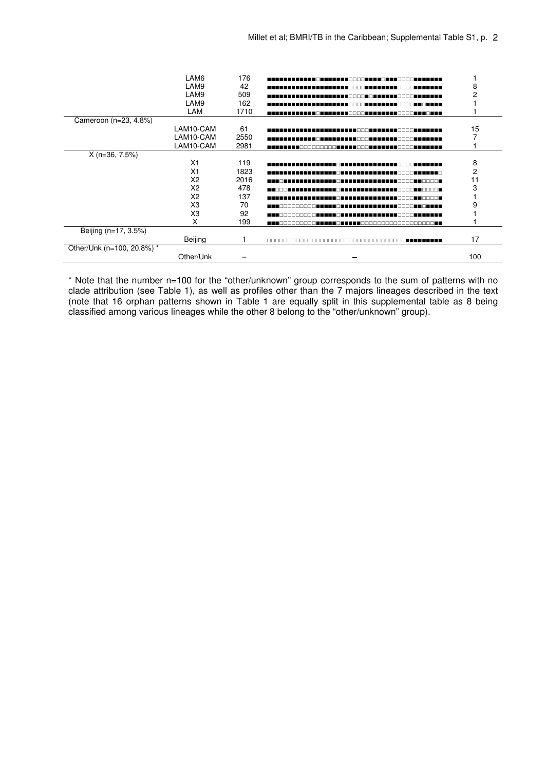| | | | |
|---|---|---|---|
| | LAM6 | 176 | ■■■■■■■■■■■□■■■■■■■■□□□□■■■■□■■■□□□□■■■■■■■ | 1 |
| | LAM9 | 42 | ■■■■■■■■■■■■■■■■■■■■□□□□■■■■■■■■□□□□■■■■■■■ | 8 |
| | LAM9 | 509 | ■■■■■■■■■■■■■■■■■■■■□□□□■□■■■■■■□□□□■■■■■■■ | 2 |
| | LAM9 | 162 | ■■■■■■■■■■■■■■■■■■■■□□□□■■■■■■■■□□□□■■□■■■■ | 1 |
| | LAM | 1710 | ■■■■■■■■■■■□■■■■■■■■□□□□■■■■■■■■□□□□■■■□■■■ | 1 |
| Cameroon (n=23, 4.8%) | | | | |
| | LAM10-CAM | 61 | ■■■■■■■■■■■■■■■■■■■■■□□□■■■■■■■■□□□□■■■■■■■ | 15 |
| | LAM10-CAM | 2550 | ■■■■■■■■■■■□■■■■■■■■■□□□■■■■■■■■□□□□■■■■■■■ | 7 |
| | LAM10-CAM | 2981 | ■■■■■■■■□□□□□□□□□■■■■□□□■■■■■■■■□□□□■■■■■■■ | 1 |
| X (n=36, 7.5%) | | | | |
| | X1 | 119 | ■■■■■■■■■■■■■■■■■□■■■■■■■■■■■■■■□□□□■■■■■■■ | 8 |
| | X1 | 1823 | ■■■■■■■■■■■■■■■■■□■■■■■■■■■■■■■■□□□□■■■■■■□ | 2 |
| | X2 | 2016 | ■■■□■■■■■■■■■■■■■□■■■■■■■■■■■■■■□□□□■■□□□□■ | 11 |
| | X2 | 478 | ■■□□□■■■■■■■■■■■■□■■■■■■■■■■■■■■□□□□■■□□□□■ | 3 |
| | X2 | 137 | ■■■■■■■■■■■■■■■■■□■■■■■■■■■■■■■■□□□□■■□□□□■ | 1 |
| | X3 | 70 | ■■■□□□□□□□□□■■■■■□■■■■■■■■■■■■■■□□□□■■□■■■■ | 9 |
| | X3 | 92 | ■■■□□□□□□□□□■■■■■□■■■■■■■■■■■■■■□□□□■■■■■■■ | 1 |
| | X | 199 | ■■■□□□□□□□□□■■■■■□■■■■■□□□□□□□□□□□□□□□□□□■■ | 1 |
| Beijing (n=17, 3.5%) | | | | |
| | Beijing | 1 | □□□□□□□□□□□□□□□□□□□□□□□□□□□□□□□□□□■■■■■■■■■ | 17 |
| Other/Unk (n=100, 20.8%) * | | | | |
| | Other/Unk | – | – | 100 |

* Note that the number n=100 for the "other/unknown" group corresponds to the sum of patterns with no clade attribution (see Table 1), as well as profiles other than the 7 majors lineages described in the text (note that 16 orphan patterns shown in Table 1 are equally split in this supplemental table as 8 being classified among various lineages while the other 8 belong to the "other/unknown" group).